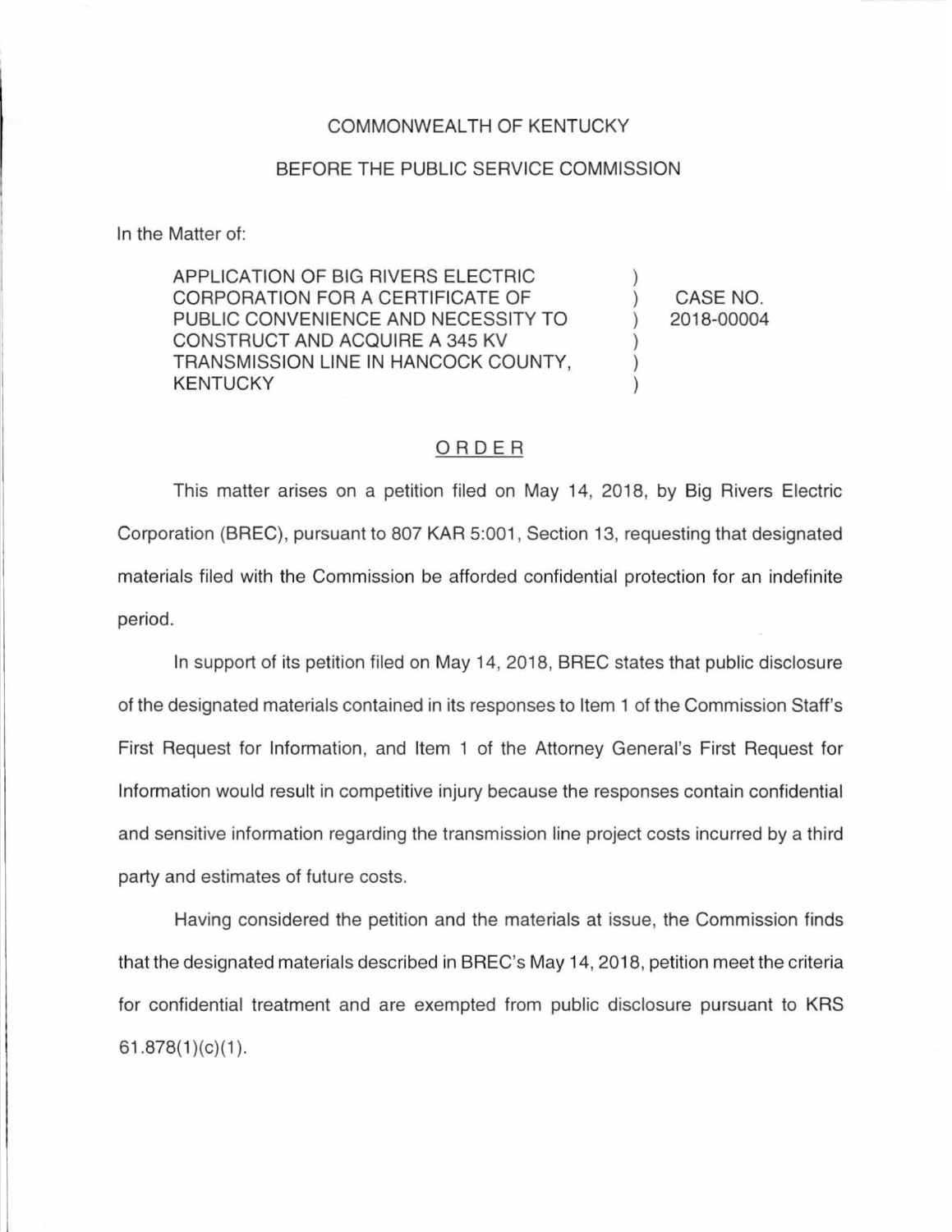COMMONWEALTH OF KENTUCKY

BEFORE THE PUBLIC SERVICE COMMISSION

In the Matter of:

| | | |
|---|---|---|
| APPLICATION OF BIG RIVERS ELECTRIC CORPORATION FOR A CERTIFICATE OF PUBLIC CONVENIENCE AND NECESSITY TO CONSTRUCT AND ACQUIRE A 345 KV TRANSMISSION LINE IN HANCOCK COUNTY, KENTUCKY | ) ) ) ) ) ) | CASE NO. 2018-00004 |

## ORDER

This matter arises on a petition filed on May 14, 2018, by Big Rivers Electric Corporation (BREC), pursuant to 807 KAR 5:001, Section 13, requesting that designated materials filed with the Commission be afforded confidential protection for an indefinite period.

In support of its petition filed on May 14, 2018, BREC states that public disclosure of the designated materials contained in its responses to Item 1 of the Commission Staff's First Request for Information, and Item 1 of the Attorney General's First Request for Information would result in competitive injury because the responses contain confidential and sensitive information regarding the transmission line project costs incurred by a third party and estimates of future costs.

Having considered the petition and the materials at issue, the Commission finds that the designated materials described in BREC's May 14, 2018, petition meet the criteria for confidential treatment and are exempted from public disclosure pursuant to KRS 61.878(1)(c)(1).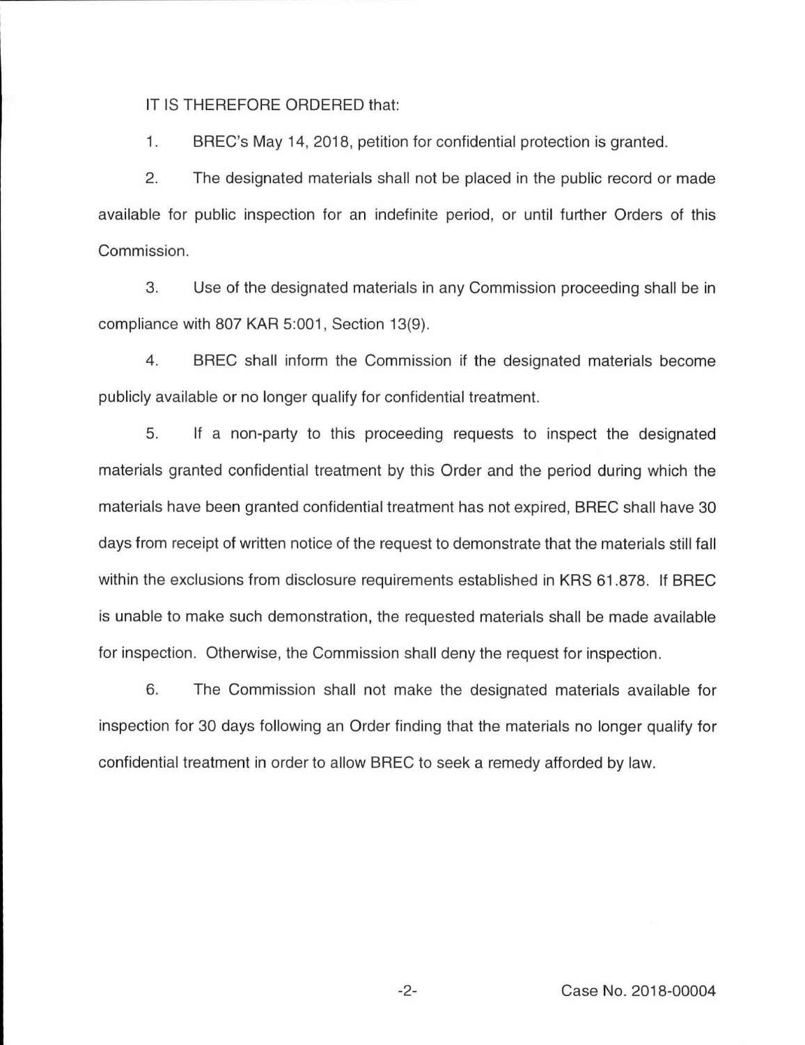IT IS THEREFORE ORDERED that:

1. BREC's May 14, 2018, petition for confidential protection is granted.

2. The designated materials shall not be placed in the public record or made available for public inspection for an indefinite period, or until further Orders of this Commission.

3. Use of the designated materials in any Commission proceeding shall be in compliance with 807 KAR 5:001, Section 13(9).

4. BREC shall inform the Commission if the designated materials become publicly available or no longer qualify for confidential treatment.

5. If a non-party to this proceeding requests to inspect the designated materials granted confidential treatment by this Order and the period during which the materials have been granted confidential treatment has not expired, BREC shall have 30 days from receipt of written notice of the request to demonstrate that the materials still fall within the exclusions from disclosure requirements established in KRS 61.878. If BREC is unable to make such demonstration, the requested materials shall be made available for inspection. Otherwise, the Commission shall deny the request for inspection.

6. The Commission shall not make the designated materials available for inspection for 30 days following an Order finding that the materials no longer qualify for confidential treatment in order to allow BREC to seek a remedy afforded by law.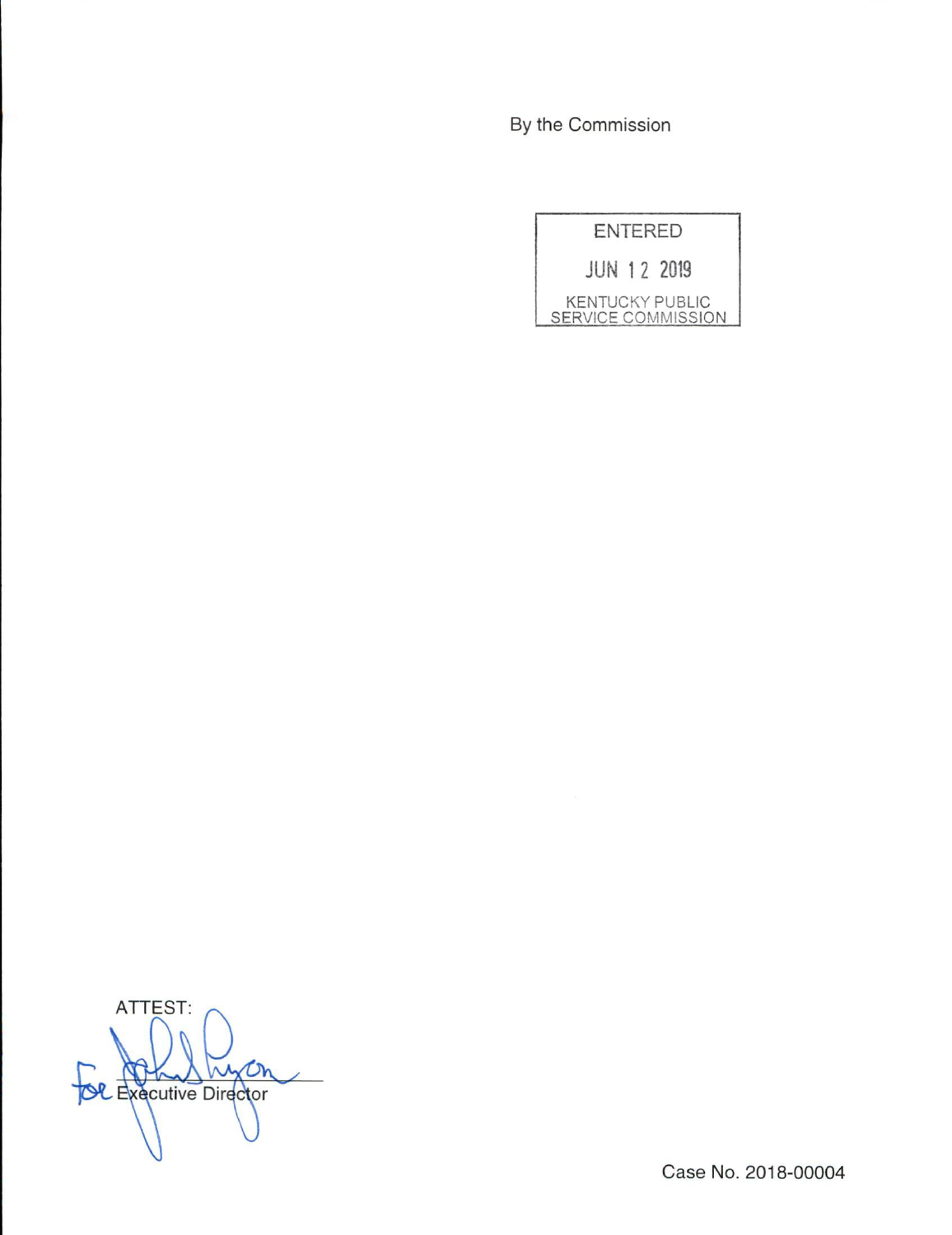By the Commission

ENTERED

JUN 12 2019

KENTUCKY PUBLIC SERVICE COMMISSION

ATTEST:

For Executive Director

Case No. 2018-00004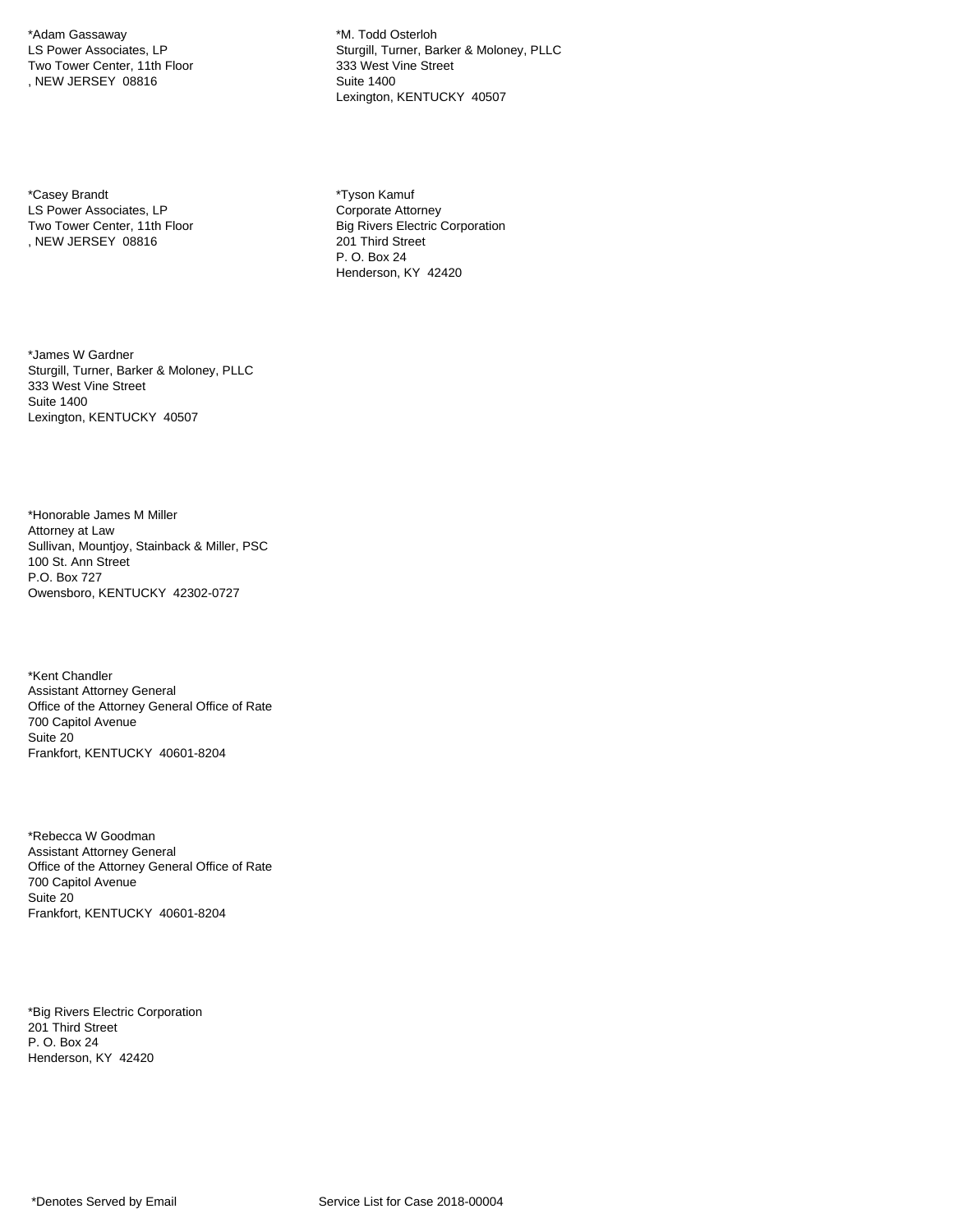*Adam Gassaway
LS Power Associates, LP
Two Tower Center, 11th Floor
, NEW JERSEY  08816

*M. Todd Osterloh
Sturgill, Turner, Barker & Moloney, PLLC
333 West Vine Street
Suite 1400
Lexington, KENTUCKY  40507

*Casey Brandt
LS Power Associates, LP
Two Tower Center, 11th Floor
, NEW JERSEY  08816

*Tyson Kamuf
Corporate Attorney
Big Rivers Electric Corporation
201 Third Street
P. O. Box 24
Henderson, KY  42420

*James W Gardner
Sturgill, Turner, Barker & Moloney, PLLC
333 West Vine Street
Suite 1400
Lexington, KENTUCKY  40507

*Honorable James M Miller
Attorney at Law
Sullivan, Mountjoy, Stainback & Miller, PSC
100 St. Ann Street
P.O. Box 727
Owensboro, KENTUCKY  42302-0727

*Kent Chandler
Assistant Attorney General
Office of the Attorney General Office of Rate
700 Capitol Avenue
Suite 20
Frankfort, KENTUCKY  40601-8204

*Rebecca W Goodman
Assistant Attorney General
Office of the Attorney General Office of Rate
700 Capitol Avenue
Suite 20
Frankfort, KENTUCKY  40601-8204

*Big Rivers Electric Corporation
201 Third Street
P. O. Box 24
Henderson, KY  42420

*Denotes Served by Email

Service List for Case 2018-00004